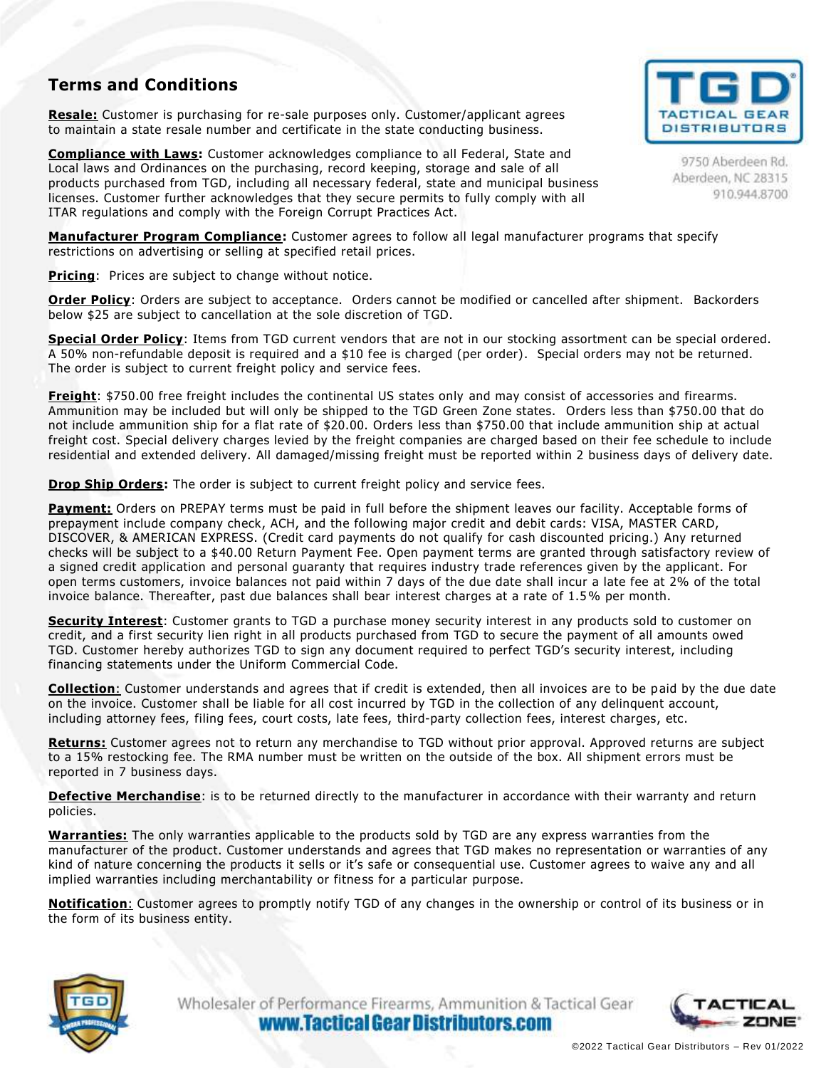## Terms and Conditions

9750 Aberdeen Rd.
Aberdeen, NC 28315
910.944.8700

**Resale:** Customer is purchasing for re-sale purposes only. Customer/applicant agrees to maintain a state resale number and certificate in the state conducting business.

**Compliance with Laws:** Customer acknowledges compliance to all Federal, State and Local laws and Ordinances on the purchasing, record keeping, storage and sale of all products purchased from TGD, including all necessary federal, state and municipal business licenses. Customer further acknowledges that they secure permits to fully comply with all ITAR regulations and comply with the Foreign Corrupt Practices Act.

**Manufacturer Program Compliance:** Customer agrees to follow all legal manufacturer programs that specify restrictions on advertising or selling at specified retail prices.

**Pricing**: Prices are subject to change without notice.

**Order Policy**: Orders are subject to acceptance. Orders cannot be modified or cancelled after shipment. Backorders below $25 are subject to cancellation at the sole discretion of TGD.

**Special Order Policy**: Items from TGD current vendors that are not in our stocking assortment can be special ordered. A 50% non-refundable deposit is required and a $10 fee is charged (per order). Special orders may not be returned. The order is subject to current freight policy and service fees.

**Freight**: $750.00 free freight includes the continental US states only and may consist of accessories and firearms. Ammunition may be included but will only be shipped to the TGD Green Zone states. Orders less than $750.00 that do not include ammunition ship for a flat rate of $20.00. Orders less than $750.00 that include ammunition ship at actual freight cost. Special delivery charges levied by the freight companies are charged based on their fee schedule to include residential and extended delivery. All damaged/missing freight must be reported within 2 business days of delivery date.

**Drop Ship Orders:** The order is subject to current freight policy and service fees.

**Payment:** Orders on PREPAY terms must be paid in full before the shipment leaves our facility. Acceptable forms of prepayment include company check, ACH, and the following major credit and debit cards: VISA, MASTER CARD, DISCOVER, & AMERICAN EXPRESS. (Credit card payments do not qualify for cash discounted pricing.) Any returned checks will be subject to a $40.00 Return Payment Fee. Open payment terms are granted through satisfactory review of a signed credit application and personal guaranty that requires industry trade references given by the applicant. For open terms customers, invoice balances not paid within 7 days of the due date shall incur a late fee at 2% of the total invoice balance. Thereafter, past due balances shall bear interest charges at a rate of 1.5% per month.

**Security Interest**: Customer grants to TGD a purchase money security interest in any products sold to customer on credit, and a first security lien right in all products purchased from TGD to secure the payment of all amounts owed TGD. Customer hereby authorizes TGD to sign any document required to perfect TGD's security interest, including financing statements under the Uniform Commercial Code.

**Collection**: Customer understands and agrees that if credit is extended, then all invoices are to be paid by the due date on the invoice. Customer shall be liable for all cost incurred by TGD in the collection of any delinquent account, including attorney fees, filing fees, court costs, late fees, third-party collection fees, interest charges, etc.

**Returns:** Customer agrees not to return any merchandise to TGD without prior approval. Approved returns are subject to a 15% restocking fee. The RMA number must be written on the outside of the box. All shipment errors must be reported in 7 business days.

**Defective Merchandise**: is to be returned directly to the manufacturer in accordance with their warranty and return policies.

**Warranties:** The only warranties applicable to the products sold by TGD are any express warranties from the manufacturer of the product. Customer understands and agrees that TGD makes no representation or warranties of any kind of nature concerning the products it sells or it's safe or consequential use. Customer agrees to waive any and all implied warranties including merchantability or fitness for a particular purpose.

**Notification**: Customer agrees to promptly notify TGD of any changes in the ownership or control of its business or in the form of its business entity.

Wholesaler of Performance Firearms, Ammunition & Tactical Gear
www.TacticalGearDistributors.com

©2022 Tactical Gear Distributors – Rev 01/2022